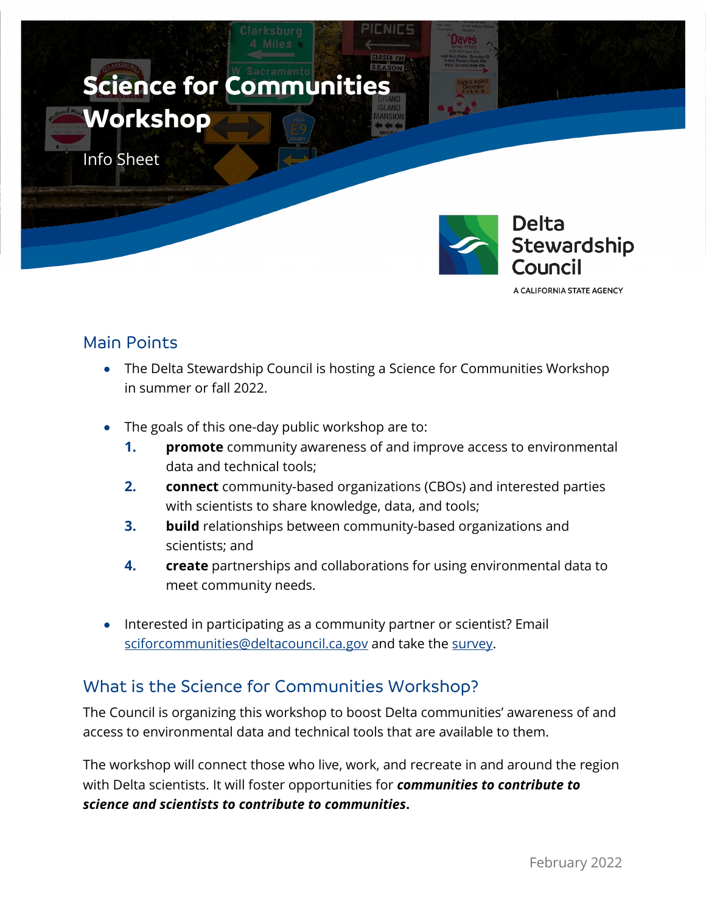# Science for Communities Workshop

Info Sheet

Delta Stewardship Council

A CALIFORNIA STATE AGENCY

## Main Points

- The Delta Stewardship Council is hosting a Science for Communities Workshop in summer or fall 2022.
- The goals of this one-day public workshop are to:
  1. **promote** community awareness of and improve access to environmental data and technical tools;
  2. **connect** community-based organizations (CBOs) and interested parties with scientists to share knowledge, data, and tools;
  3. **build** relationships between community-based organizations and scientists; and
  4. **create** partnerships and collaborations for using environmental data to meet community needs.
- Interested in participating as a community partner or scientist? Email sciforcommunities@deltacouncil.ca.gov and take the survey.

## What is the Science for Communities Workshop?

The Council is organizing this workshop to boost Delta communities' awareness of and access to environmental data and technical tools that are available to them.

The workshop will connect those who live, work, and recreate in and around the region with Delta scientists. It will foster opportunities for ***communities to contribute to science and scientists to contribute to communities***.

February 2022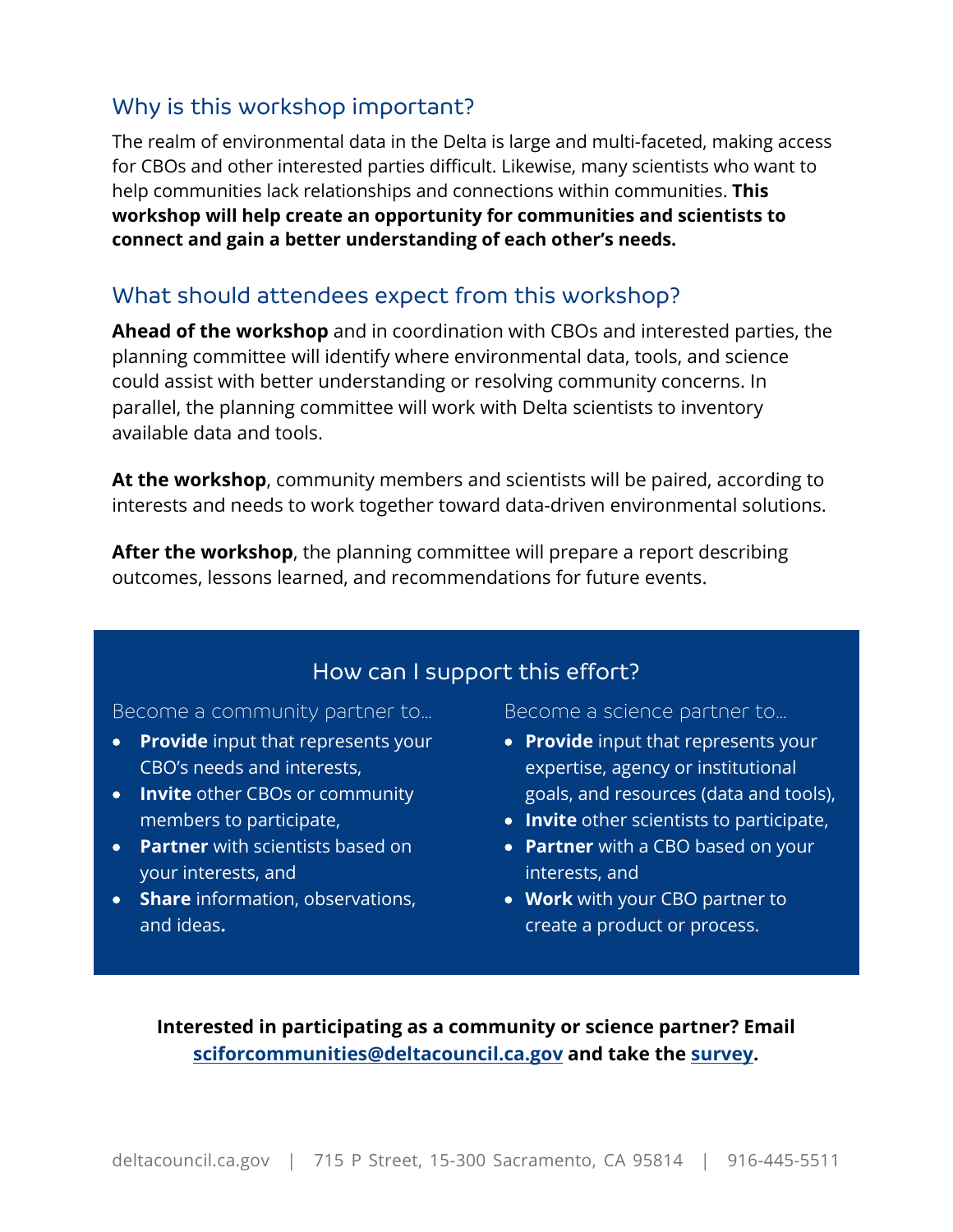## Why is this workshop important?

The realm of environmental data in the Delta is large and multi-faceted, making access for CBOs and other interested parties difficult. Likewise, many scientists who want to help communities lack relationships and connections within communities. **This workshop will help create an opportunity for communities and scientists to connect and gain a better understanding of each other's needs.**

## What should attendees expect from this workshop?

**Ahead of the workshop** and in coordination with CBOs and interested parties, the planning committee will identify where environmental data, tools, and science could assist with better understanding or resolving community concerns. In parallel, the planning committee will work with Delta scientists to inventory available data and tools.

**At the workshop**, community members and scientists will be paired, according to interests and needs to work together toward data-driven environmental solutions.

**After the workshop**, the planning committee will prepare a report describing outcomes, lessons learned, and recommendations for future events.

## How can I support this effort?

### Become a community partner to…

- **Provide** input that represents your CBO's needs and interests,
- **Invite** other CBOs or community members to participate,
- **Partner** with scientists based on your interests, and
- **Share** information, observations, and ideas**.**

### Become a science partner to…

- **Provide** input that represents your expertise, agency or institutional goals, and resources (data and tools),
- **Invite** other scientists to participate,
- **Partner** with a CBO based on your interests, and
- **Work** with your CBO partner to create a product or process.

**Interested in participating as a community or science partner? Email sciforcommunities@deltacouncil.ca.gov and take the survey.**

deltacouncil.ca.gov | 715 P Street, 15-300 Sacramento, CA 95814 | 916-445-5511